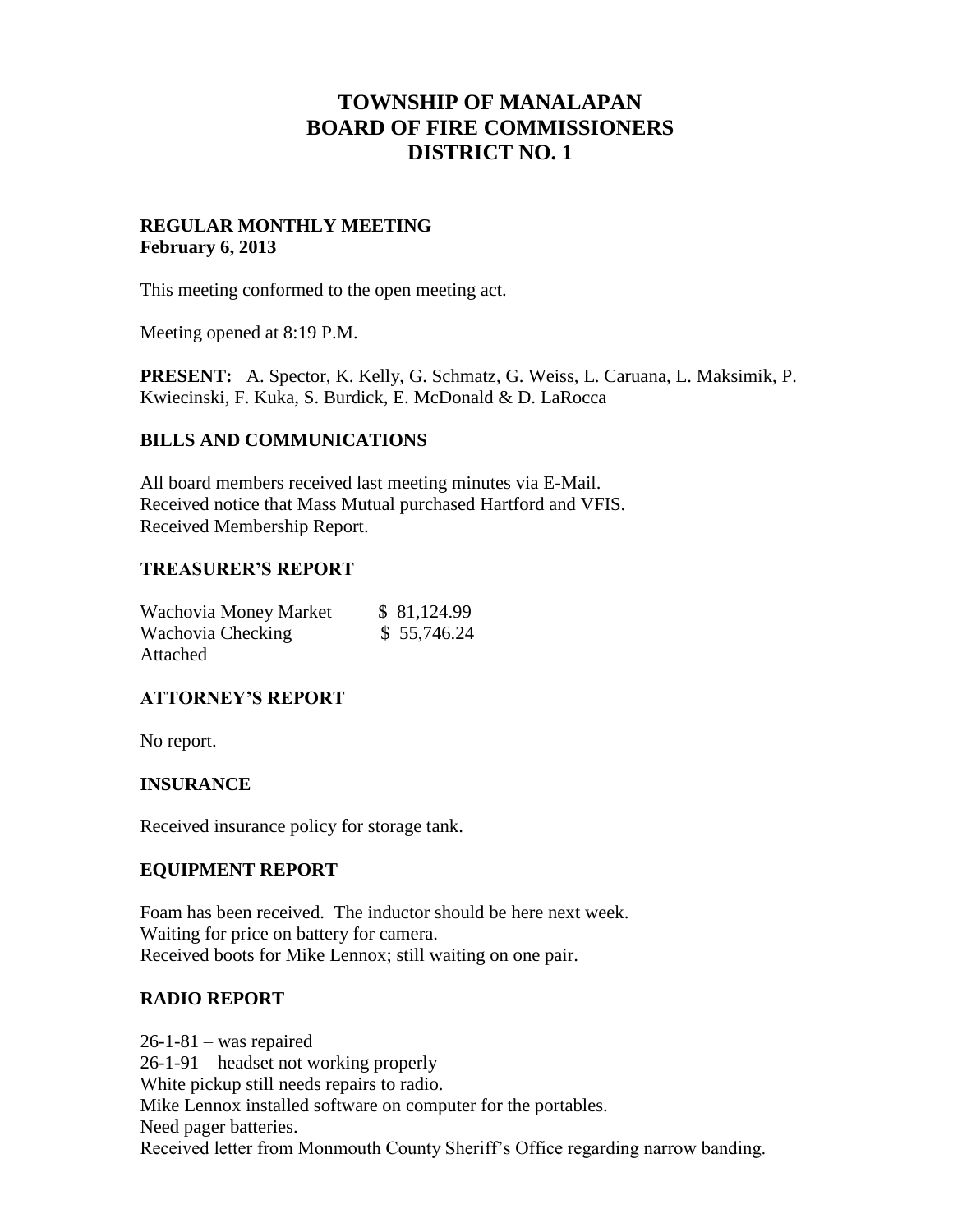# TOWNSHIP OF MANALAPAN
# BOARD OF FIRE COMMISSIONERS
# DISTRICT NO. 1

**REGULAR MONTHLY MEETING**
**February 6, 2013**

This meeting conformed to the open meeting act.

Meeting opened at 8:19 P.M.

**PRESENT:** A. Spector, K. Kelly, G. Schmatz, G. Weiss, L. Caruana, L. Maksimik, P. Kwiecinski, F. Kuka, S. Burdick, E. McDonald & D. LaRocca

## BILLS AND COMMUNICATIONS

All board members received last meeting minutes via E-Mail.
Received notice that Mass Mutual purchased Hartford and VFIS.
Received Membership Report.

## TREASURER'S REPORT

| | |
|---|---|
| Wachovia Money Market | $ 81,124.99 |
| Wachovia Checking | $ 55,746.24 |

Attached

## ATTORNEY'S REPORT

No report.

## INSURANCE

Received insurance policy for storage tank.

## EQUIPMENT REPORT

Foam has been received. The inductor should be here next week.
Waiting for price on battery for camera.
Received boots for Mike Lennox; still waiting on one pair.

## RADIO REPORT

26-1-81 – was repaired
26-1-91 – headset not working properly
White pickup still needs repairs to radio.
Mike Lennox installed software on computer for the portables.
Need pager batteries.
Received letter from Monmouth County Sheriff's Office regarding narrow banding.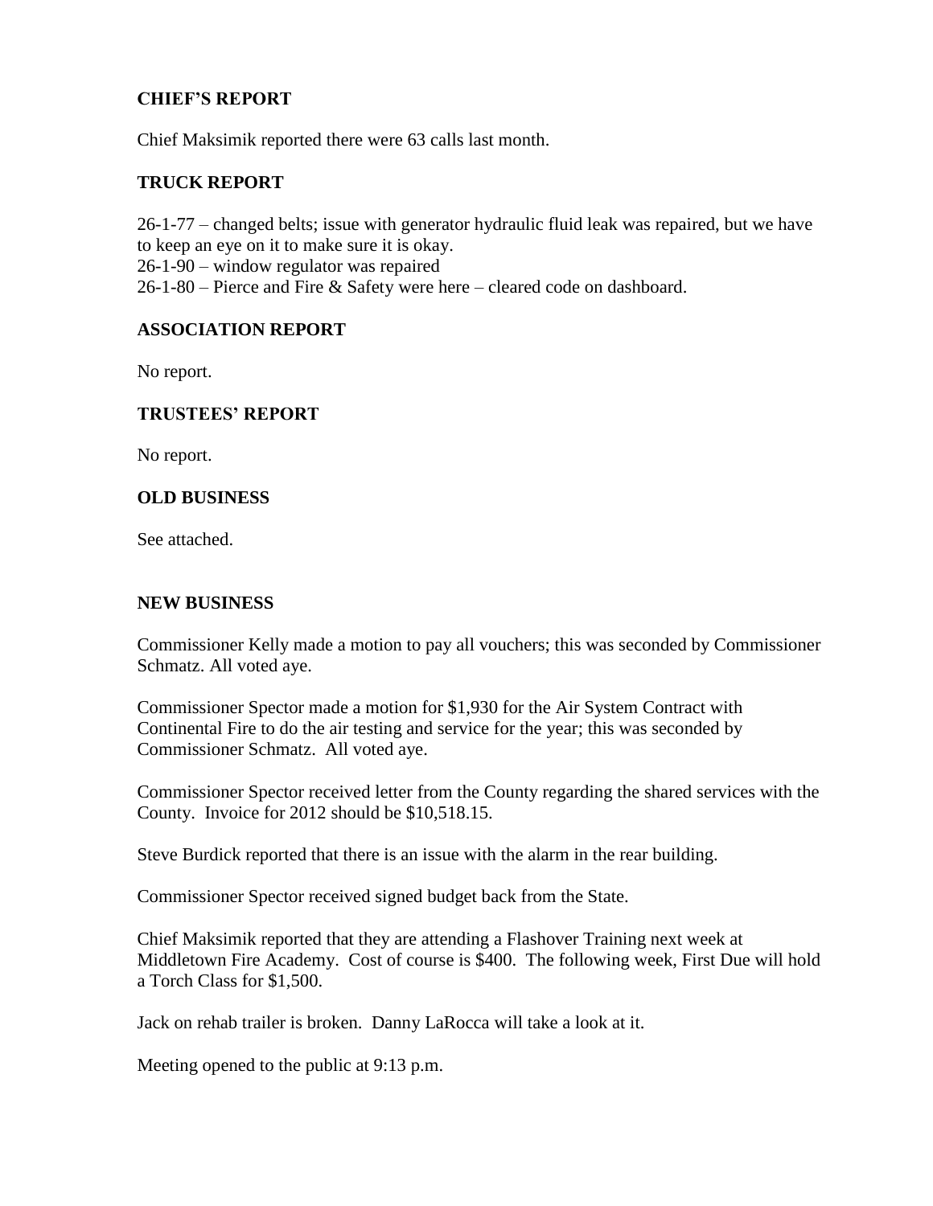## CHIEF'S REPORT

Chief Maksimik reported there were 63 calls last month.

## TRUCK REPORT

26-1-77 – changed belts; issue with generator hydraulic fluid leak was repaired, but we have to keep an eye on it to make sure it is okay.
26-1-90 – window regulator was repaired
26-1-80 – Pierce and Fire & Safety were here – cleared code on dashboard.

## ASSOCIATION REPORT

No report.

## TRUSTEES' REPORT

No report.

## OLD BUSINESS

See attached.

## NEW BUSINESS

Commissioner Kelly made a motion to pay all vouchers; this was seconded by Commissioner Schmatz. All voted aye.

Commissioner Spector made a motion for $1,930 for the Air System Contract with Continental Fire to do the air testing and service for the year; this was seconded by Commissioner Schmatz. All voted aye.

Commissioner Spector received letter from the County regarding the shared services with the County. Invoice for 2012 should be $10,518.15.

Steve Burdick reported that there is an issue with the alarm in the rear building.

Commissioner Spector received signed budget back from the State.

Chief Maksimik reported that they are attending a Flashover Training next week at Middletown Fire Academy. Cost of course is $400. The following week, First Due will hold a Torch Class for $1,500.

Jack on rehab trailer is broken. Danny LaRocca will take a look at it.

Meeting opened to the public at 9:13 p.m.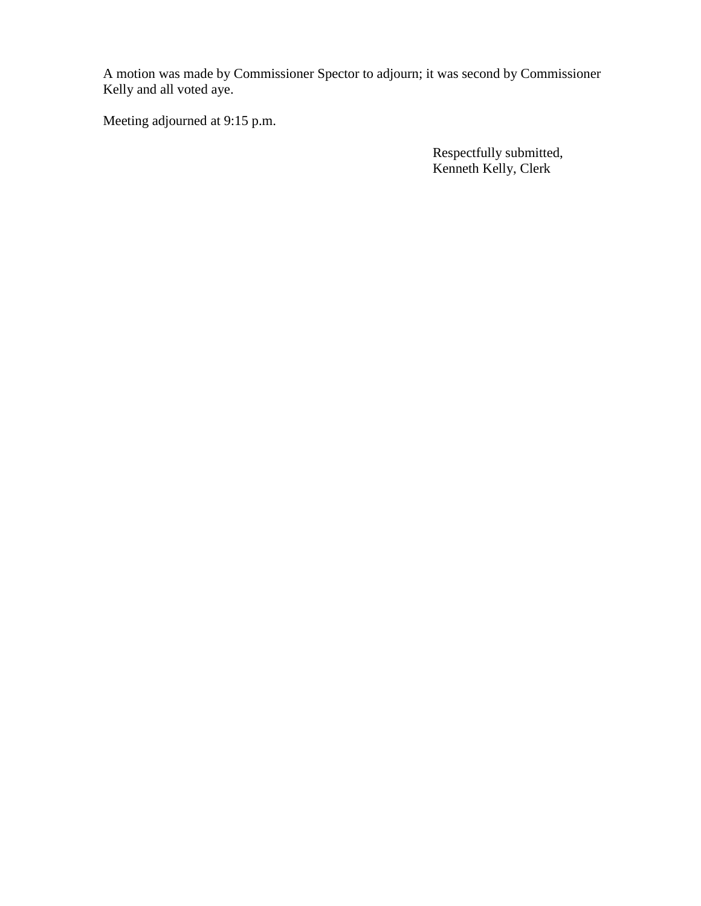A motion was made by Commissioner Spector to adjourn; it was second by Commissioner Kelly and all voted aye.

Meeting adjourned at 9:15 p.m.

Respectfully submitted,
Kenneth Kelly, Clerk